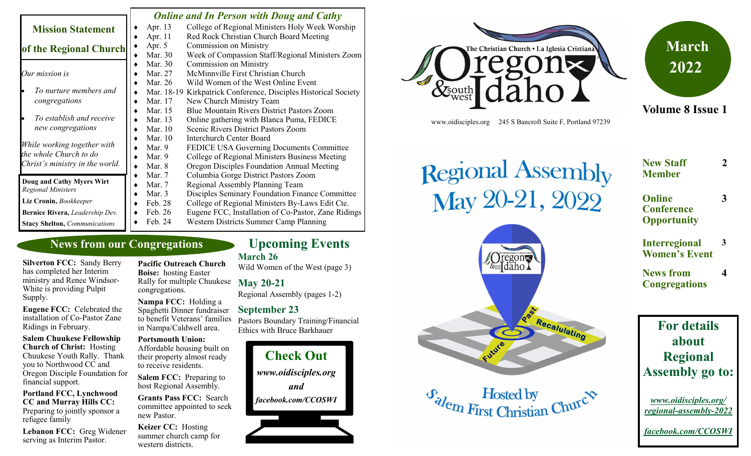# Oregon & southwest Idaho

The Christian Church • La Iglesia Cristiana

www.oidisciples.org 245 S Bancroft Suite F, Portland 97239

**March 2022**

**Volume 8 Issue 1**

| | |
|---|---|
| **New Staff Member** | **2** |
| **Online Conference Opportunity** | **3** |
| **Interregional Women's Event** | **3** |
| **News from Congregations** | **4** |

## Mission Statement of the Regional Church

*Our mission is*

- *To nurture members and congregations*
- *To establish and receive new congregations*

*While working together with the whole Church to do Christ's ministry in the world.*

**Doug and Cathy Myers Wirt** *Regional Ministers*

**Liz Cronin,** *Bookkeeper*

**Bernice Rivera,** *Leadership Dev.*

**Stacy Shelton,** *Communications*

## *Online and In Person with Doug and Cathy*

- Apr. 13 College of Regional Ministers Holy Week Worship
- Apr. 11 Red Rock Christian Church Board Meeting
- Apr. 5 Commission on Ministry
- Mar. 30 Week of Compassion Staff/Regional Ministers Zoom
- Mar. 30 Commission on Ministry
- Mar. 27 McMinnville First Christian Church
- Mar. 26 Wild Women of the West Online Event
- Mar. 18-19 Kirkpatrick Conference, Disciples Historical Society
- Mar. 17 New Church Ministry Team
- Mar. 15 Blue Mountain Rivers District Pastors Zoom
- Mar. 13 Online gathering with Blanca Puma, FEDICE
- Mar. 10 Scenic Rivers District Pastors Zoom
- Mar. 10 Interchurch Center Board
- Mar. 9 FEDICE USA Governing Documents Committee
- Mar. 9 College of Regional Ministers Business Meeting
- Mar. 8 Oregon Disciples Foundation Annual Meeting
- Mar. 7 Columbia Gorge District Pastors Zoom
- Mar. 7 Regional Assembly Planning Team
- Mar. 3 Disciples Seminary Foundation Finance Committee
- Feb. 28 College of Regional Ministers By-Laws Edit Cte.
- Feb. 26 Eugene FCC, Installation of Co-Pastor, Zane Ridings
- Feb. 24 Western Districts Summer Camp Planning

# Regional Assembly May 20-21, 2022

Past — Recalulating — Future

Hosted by Salem First Christian Church

## For details about Regional Assembly go to:

*www.oidisciples.org/regional-assembly-2022*

*facebook.com/CCOSWI*

## News from our Congregations

**Silverton FCC:** Sandy Berry has completed her Interim ministry and Renee Windsor-White is providing Pulpit Supply.

**Eugene FCC:** Celebrated the installation of Co-Pastor Zane Ridings in February.

**Salem Chuukese Fellowship Church of Christ:** Hosting Chuukese Youth Rally. Thank you to Northwood CC and Oregon Disciple Foundation for financial support.

**Portland FCC, Lynchwood CC and Murray Hills CC:** Preparing to jointly sponsor a refugee family

**Lebanon FCC:** Greg Widener serving as Interim Pastor.

**Pacific Outreach Church Boise:** hosting Easter Rally for multiple Chuukese congregations.

**Nampa FCC:** Holding a Spaghetti Dinner fundraiser to benefit Veterans' families in Nampa/Caldwell area.

**Portsmouth Union:** Affordable housing built on their property almost ready to receive residents.

**Salem FCC:** Preparing to host Regional Assembly.

**Grants Pass FCC:** Search committee appointed to seek new Pastor.

**Keizer CC:** Hosting summer church camp for western districts.

## Upcoming Events

**March 26**
Wild Women of the West (page 3)

**May 20-21**
Regional Assembly (pages 1-2)

**September 23**
Pastors Boundary Training/Financial Ethics with Bruce Barkhauer

## Check Out

*www.oidisciples.org*

*and*

*facebook.com/CCOSWI*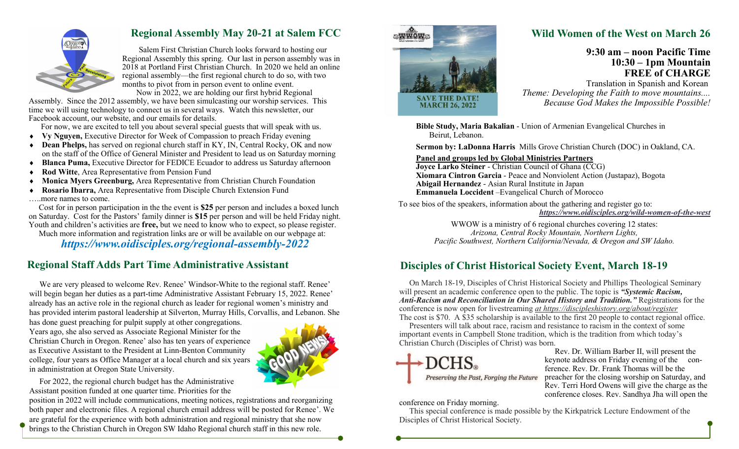## Regional Assembly May 20-21 at Salem FCC

Salem First Christian Church looks forward to hosting our Regional Assembly this spring. Our last in person assembly was in 2018 at Portland First Christian Church. In 2020 we held an online regional assembly—the first regional church to do so, with two months to pivot from in person event to online event.

Now in 2022, we are holding our first hybrid Regional Assembly. Since the 2012 assembly, we have been simulcasting our worship services. This time we will using technology to connect us in several ways. Watch this newsletter, our Facebook account, our website, and our emails for details.

For now, we are excited to tell you about several special guests that will speak with us.

- **Vy Nguyen,** Executive Director for Week of Compassion to preach Friday evening
- **Dean Phelps,** has served on regional church staff in KY, IN, Central Rocky, OK and now on the staff of the Office of General Minister and President to lead us on Saturday morning
- **Blanca Puma,** Executive Director for FEDICE Ecuador to address us Saturday afternoon
- **Rod Witte**, Area Representative from Pension Fund
- **Monica Myers Greenburg,** Area Representative from Christian Church Foundation
- **Rosario Ibarra,** Area Representative from Disciple Church Extension Fund

…..more names to come.

Cost for in person participation in the the event is **$25** per person and includes a boxed lunch on Saturday. Cost for the Pastors' family dinner is **$15** per person and will be held Friday night. Youth and children's activities are **free,** but we need to know who to expect, so please register.

Much more information and registration links are or will be available on our webpage at:

***https://www.oidisciples.org/regional-assembly-2022***

## Regional Staff Adds Part Time Administrative Assistant

We are very pleased to welcome Rev. Renee' Windsor-White to the regional staff. Renee' will begin began her duties as a part-time Administrative Assistant February 15, 2022. Renee' already has an active role in the regional church as leader for regional women's ministry and has provided interim pastoral leadership at Silverton, Murray Hills, Corvallis, and Lebanon. She has done guest preaching for pulpit supply at other congregations. Years ago, she also served as Associate Regional Minister for the Christian Church in Oregon. Renee' also has ten years of experience as Executive Assistant to the President at Linn-Benton Community college, four years as Office Manager at a local church and six years in administration at Oregon State University.

For 2022, the regional church budget has the Administrative Assistant position funded at one quarter time. Priorities for the position in 2022 will include communications, meeting notices, registrations and reorganizing both paper and electronic files. A regional church email address will be posted for Renee'. We are grateful for the experience with both administration and regional ministry that she now brings to the Christian Church in Oregon SW Idaho Regional church staff in this new role.

## Wild Women of the West on March 26

SAVE THE DATE! MARCH 26, 2022

**9:30 am – noon Pacific Time**
**10:30 – 1pm Mountain**
**FREE of CHARGE**

Translation in Spanish and Korean

*Theme: Developing the Faith to move mountains.... Because God Makes the Impossible Possible!*

**Bible Study, Maria Bakalian** - Union of Armenian Evangelical Churches in Beirut, Lebanon.

**Sermon by: LaDonna Harris** Mills Grove Christian Church (DOC) in Oakland, CA.

**Panel and groups led by Global Ministries Partners**
**Joyce Larko Steiner** - Christian Council of Ghana (CCG)
**Xiomara Cintron Garcia** - Peace and Nonviolent Action (Justapaz), Bogota
**Abigail Hernandez** - Asian Rural Institute in Japan
**Emmanuela Loccident** –Evangelical Church of Morocco

To see bios of the speakers, information about the gathering and register go to: ***https://www.oidisciples.org/wild-women-of-the-west***

WWOW is a ministry of 6 regional churches covering 12 states:
*Arizona, Central Rocky Mountain, Northern Lights, Pacific Southwest, Northern California/Nevada, & Oregon and SW Idaho.*

## Disciples of Christ Historical Society Event, March 18-19

On March 18-19, Disciples of Christ Historical Society and Phillips Theological Seminary will present an academic conference open to the public. The topic is ***"Systemic Racism, Anti-Racism and Reconciliation in Our Shared History and Tradition."*** Registrations for the conference is now open for livestreaming *at https://discipleshistory.org/about/register*
The cost is $70. A $35 scholarship is available to the first 20 people to contact regional office.

Presenters will talk about race, racism and resistance to racism in the context of some important events in Campbell Stone tradition, which is the tradition from which today's Christian Church (Disciples of Christ) was born.

DCHS® *Preserving the Past, Forging the Future*

Rev. Dr. William Barber II, will present the keynote address on Friday evening of the conference. Rev. Dr. Frank Thomas will be the preacher for the closing worship on Saturday, and Rev. Terri Hord Owens will give the charge as the conference closes. Rev. Sandhya Jha will open the conference on Friday morning.

This special conference is made possible by the Kirkpatrick Lecture Endowment of the Disciples of Christ Historical Society.